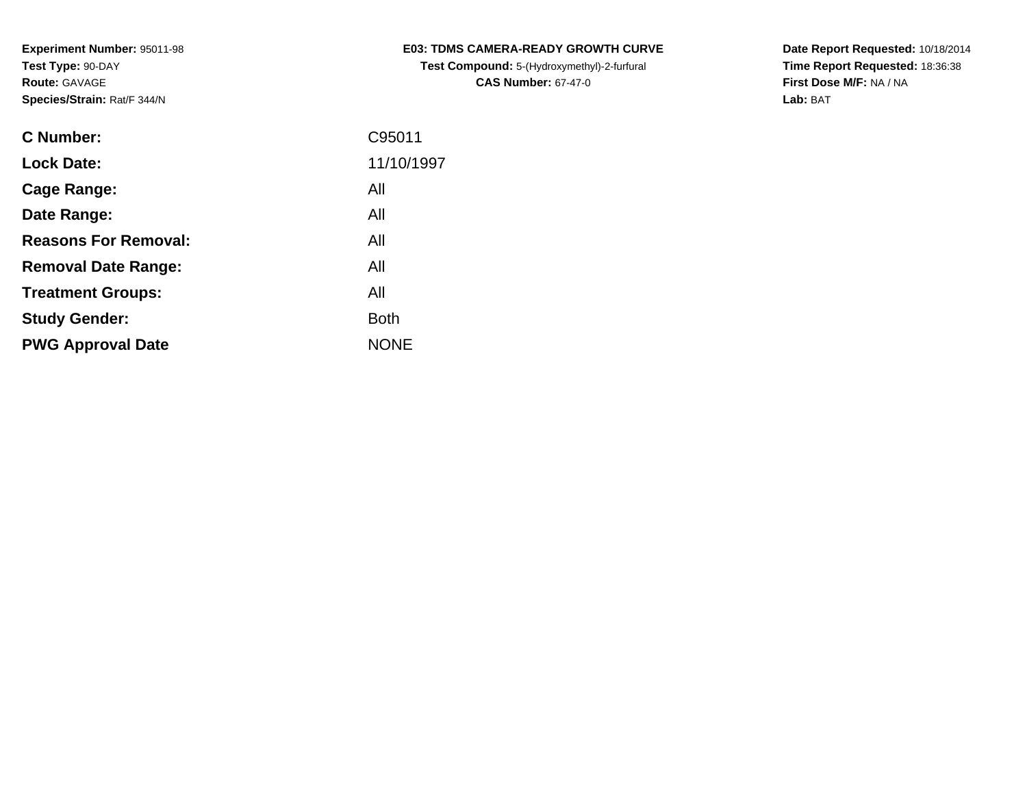**Experiment Number:** 95011-98
**Test Type:** 90-DAY
**Route:** GAVAGE
**Species/Strain:** Rat/F 344/N

**E03: TDMS CAMERA-READY GROWTH CURVE**
**Test Compound:** 5-(Hydroxymethyl)-2-furfural
**CAS Number:** 67-47-0

**Date Report Requested:** 10/18/2014
**Time Report Requested:** 18:36:38
**First Dose M/F:** NA / NA
**Lab:** BAT

| | |
|---|---|
| **C Number:** | C95011 |
| **Lock Date:** | 11/10/1997 |
| **Cage Range:** | All |
| **Date Range:** | All |
| **Reasons For Removal:** | All |
| **Removal Date Range:** | All |
| **Treatment Groups:** | All |
| **Study Gender:** | Both |
| **PWG Approval Date** | NONE |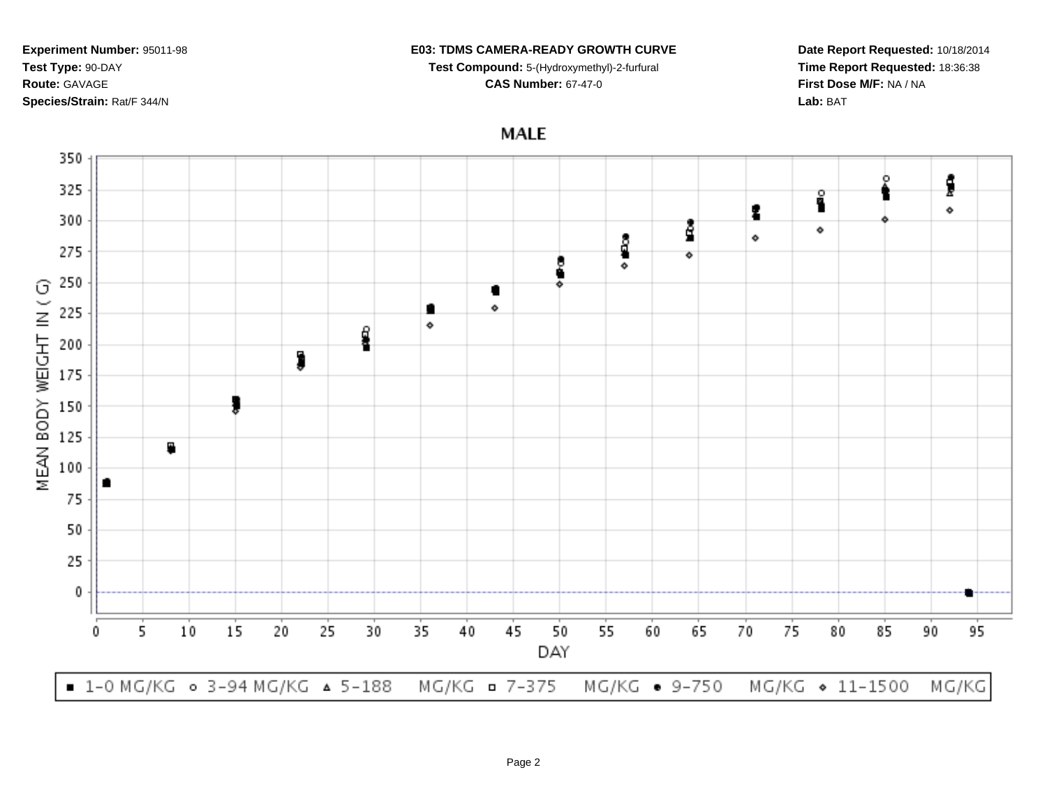**Experiment Number:** 95011-98
**Test Type:** 90-DAY
**Route:** GAVAGE
**Species/Strain:** Rat/F 344/N

**E03: TDMS CAMERA-READY GROWTH CURVE**
**Test Compound:** 5-(Hydroxymethyl)-2-furfural
**CAS Number:** 67-47-0

**Date Report Requested:** 10/18/2014
**Time Report Requested:** 18:36:38
**First Dose M/F:** NA / NA
**Lab:** BAT

## MALE

MEAN BODY WEIGHT IN ( G)

DAY

■ 1-0 MG/KG ○ 3-94 MG/KG △ 5-188 MG/KG □ 7-375 MG/KG ● 9-750 MG/KG ◇ 11-1500 MG/KG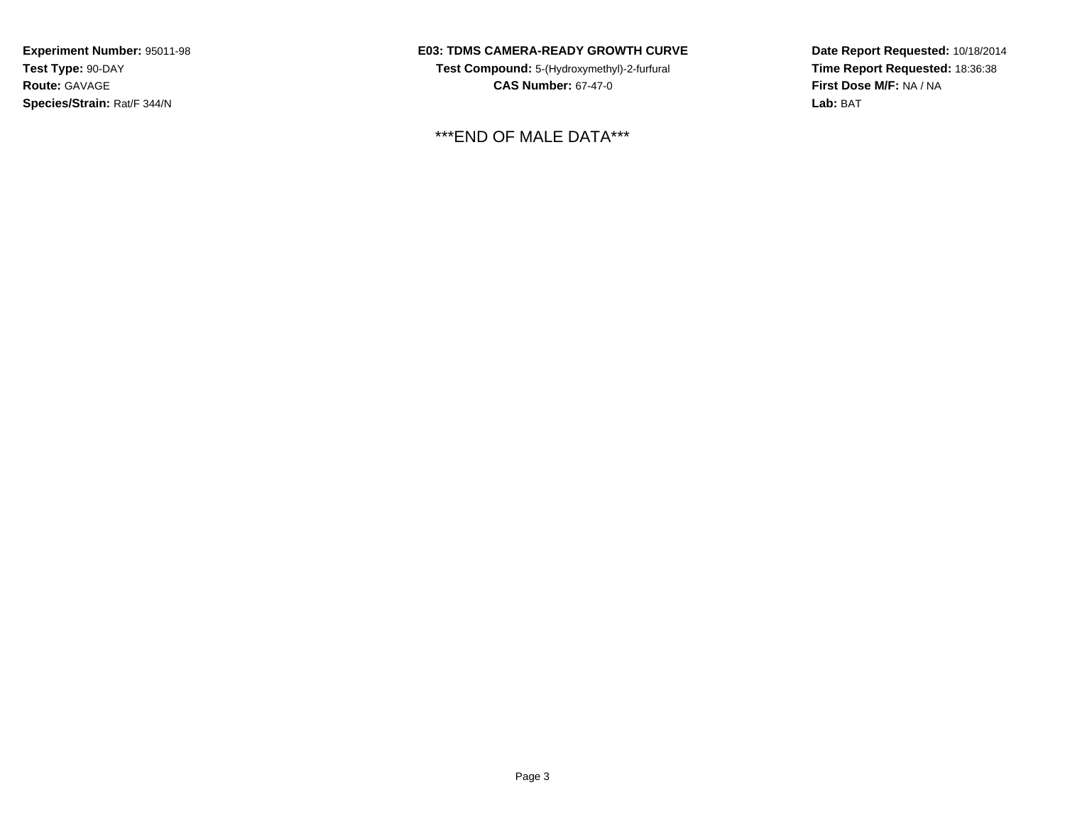**Experiment Number:** 95011-98
**Test Type:** 90-DAY
**Route:** GAVAGE
**Species/Strain:** Rat/F 344/N

**E03: TDMS CAMERA-READY GROWTH CURVE**
**Test Compound:** 5-(Hydroxymethyl)-2-furfural
**CAS Number:** 67-47-0

**Date Report Requested:** 10/18/2014
**Time Report Requested:** 18:36:38
**First Dose M/F:** NA / NA
**Lab:** BAT

***END OF MALE DATA***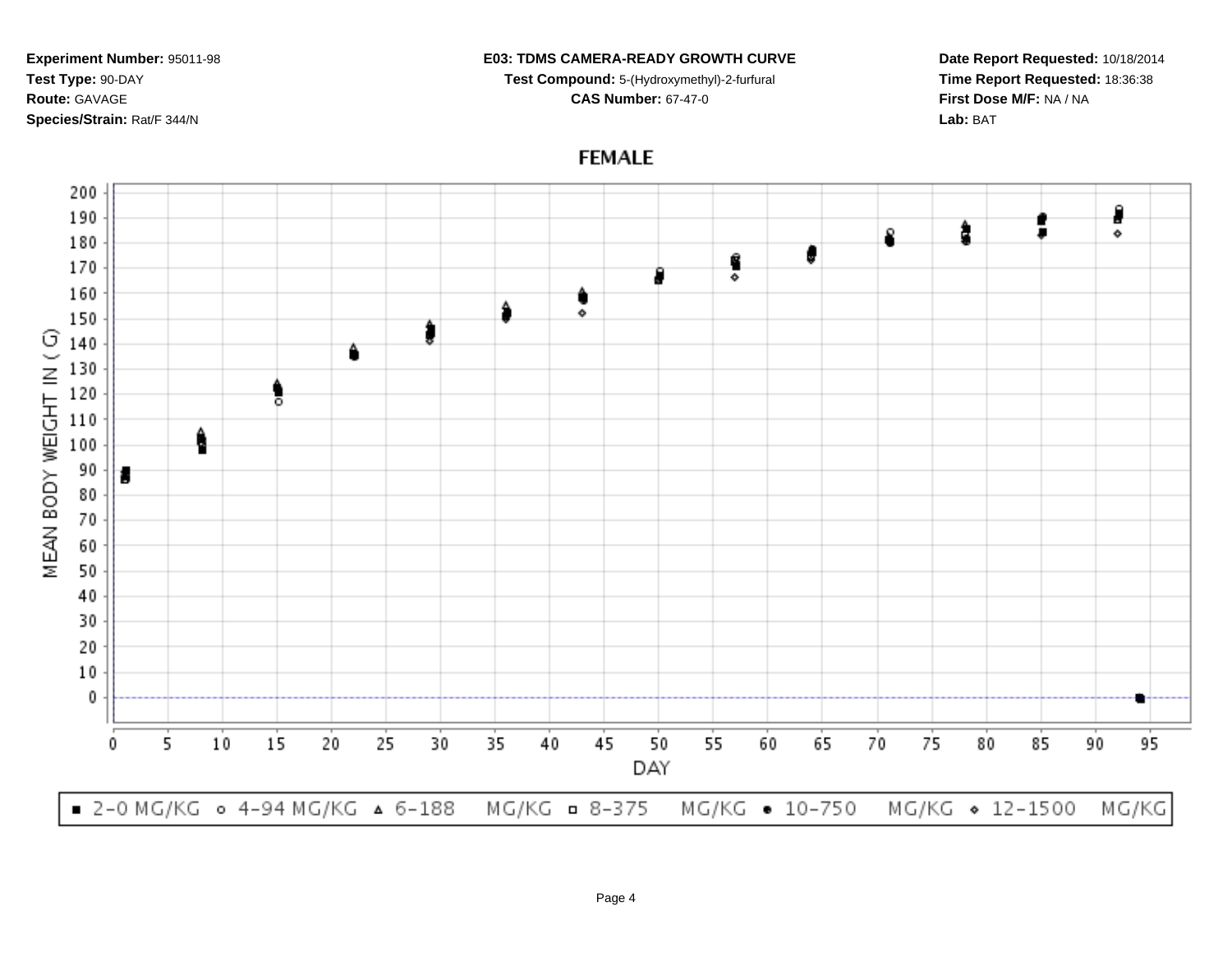**Experiment Number:** 95011-98
**Test Type:** 90-DAY
**Route:** GAVAGE
**Species/Strain:** Rat/F 344/N

**E03: TDMS CAMERA-READY GROWTH CURVE**
**Test Compound:** 5-(Hydroxymethyl)-2-furfural
**CAS Number:** 67-47-0

**Date Report Requested:** 10/18/2014
**Time Report Requested:** 18:36:38
**First Dose M/F:** NA / NA
**Lab:** BAT

FEMALE

MEAN BODY WEIGHT IN ( G)

DAY

■ 2-0 MG/KG ○ 4-94 MG/KG △ 6-188 MG/KG □ 8-375 MG/KG ● 10-750 MG/KG ◇ 12-1500 MG/KG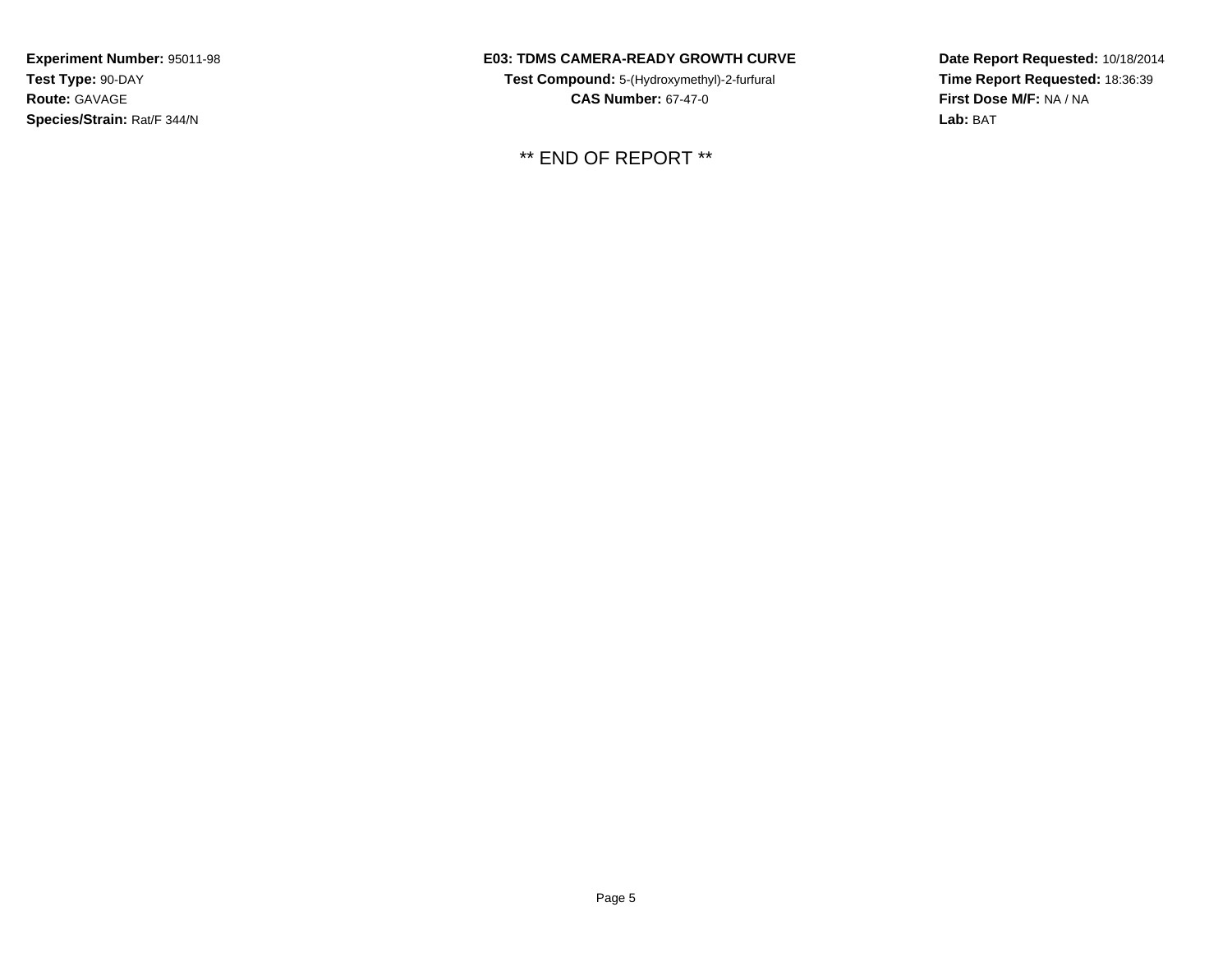**Experiment Number:** 95011-98
**Test Type:** 90-DAY
**Route:** GAVAGE
**Species/Strain:** Rat/F 344/N

**E03: TDMS CAMERA-READY GROWTH CURVE**
**Test Compound:** 5-(Hydroxymethyl)-2-furfural
**CAS Number:** 67-47-0

**Date Report Requested:** 10/18/2014
**Time Report Requested:** 18:36:39
**First Dose M/F:** NA / NA
**Lab:** BAT

** END OF REPORT **